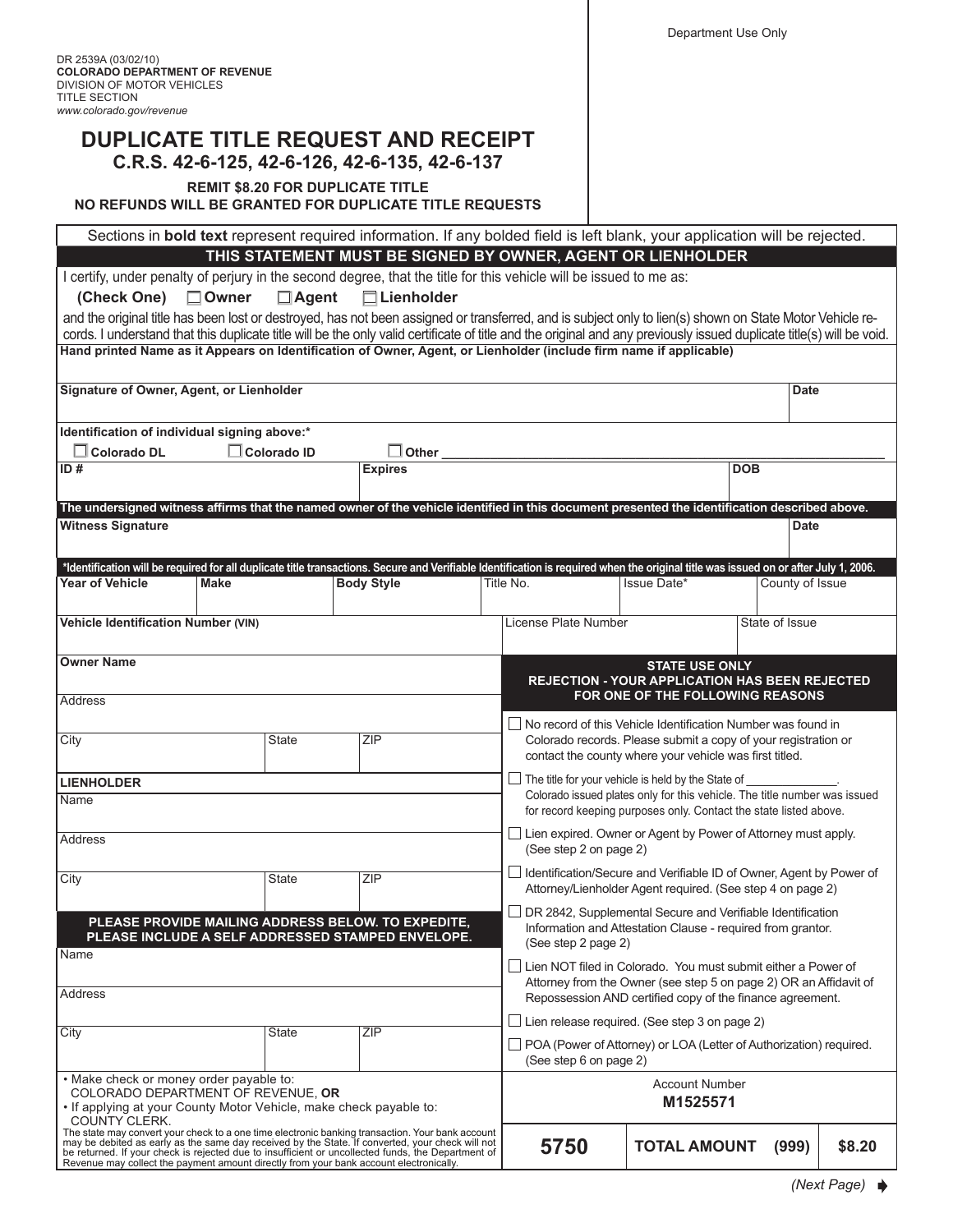Department Use Only

DR 2539A (03/02/10)
**COLORADO DEPARTMENT OF REVENUE**
DIVISION OF MOTOR VEHICLES
TITLE SECTION
*www.colorado.gov/revenue*

# DUPLICATE TITLE REQUEST AND RECEIPT

## C.R.S. 42-6-125, 42-6-126, 42-6-135, 42-6-137

**REMIT $8.20 FOR DUPLICATE TITLE**
**NO REFUNDS WILL BE GRANTED FOR DUPLICATE TITLE REQUESTS**

Sections in **bold text** represent required information. If any bolded field is left blank, your application will be rejected.

**THIS STATEMENT MUST BE SIGNED BY OWNER, AGENT OR LIENHOLDER**

I certify, under penalty of perjury in the second degree, that the title for this vehicle will be issued to me as:

**(Check One)** ☐ **Owner** ☐ **Agent** ☐ **Lienholder**

and the original title has been lost or destroyed, has not been assigned or transferred, and is subject only to lien(s) shown on State Motor Vehicle records. I understand that this duplicate title will be the only valid certificate of title and the original and any previously issued duplicate title(s) will be void.

**Hand printed Name as it Appears on Identification of Owner, Agent, or Lienholder (include firm name if applicable)**

| **Signature of Owner, Agent, or Lienholder** | **Date** |
|---|---|
| | |

**Identification of individual signing above:***

☐ **Colorado DL** ☐ **Colorado ID** ☐ **Other** ______________________

| **ID #** | **Expires** | **DOB** |
|---|---|---|
| | | |

**The undersigned witness affirms that the named owner of the vehicle identified in this document presented the identification described above.**

| **Witness Signature** | **Date** |
|---|---|
| | |

***Identification will be required for all duplicate title transactions. Secure and Verifiable Identification is required when the original title was issued on or after July 1, 2006.**

| **Year of Vehicle** | **Make** | **Body Style** | Title No. | Issue Date* | County of Issue |
|---|---|---|---|---|---|
| | | | | | |

| **Vehicle Identification Number (VIN)** | License Plate Number | State of Issue |
|---|---|---|
| | | |

**Owner Name**

| Address | | |
|---|---|---|
| City | State | ZIP |

**LIENHOLDER**

| Name | | |
|---|---|---|
| Address | | |
| City | State | ZIP |

**PLEASE PROVIDE MAILING ADDRESS BELOW. TO EXPEDITE, PLEASE INCLUDE A SELF ADDRESSED STAMPED ENVELOPE.**

| Name | | |
|---|---|---|
| Address | | |
| City | State | ZIP |

- Make check or money order payable to: COLORADO DEPARTMENT OF REVENUE, **OR**
- If applying at your County Motor Vehicle, make check payable to: COUNTY CLERK.

The state may convert your check to a one time electronic banking transaction. Your bank account may be debited as early as the same day received by the State. If converted, your check will not be returned. If your check is rejected due to insufficient or uncollected funds, the Department of Revenue may collect the payment amount directly from your bank account electronically.

**STATE USE ONLY**
**REJECTION - YOUR APPLICATION HAS BEEN REJECTED FOR ONE OF THE FOLLOWING REASONS**

- ☐ No record of this Vehicle Identification Number was found in Colorado records. Please submit a copy of your registration or contact the county where your vehicle was first titled.
- ☐ The title for your vehicle is held by the State of ______________. Colorado issued plates only for this vehicle. The title number was issued for record keeping purposes only. Contact the state listed above.
- ☐ Lien expired. Owner or Agent by Power of Attorney must apply. (See step 2 on page 2)
- ☐ Identification/Secure and Verifiable ID of Owner, Agent by Power of Attorney/Lienholder Agent required. (See step 4 on page 2)
- ☐ DR 2842, Supplemental Secure and Verifiable Identification Information and Attestation Clause - required from grantor. (See step 2 page 2)
- ☐ Lien NOT filed in Colorado. You must submit either a Power of Attorney from the Owner (see step 5 on page 2) OR an Affidavit of Repossession AND certified copy of the finance agreement.
- ☐ Lien release required. (See step 3 on page 2)
- ☐ POA (Power of Attorney) or LOA (Letter of Authorization) required. (See step 6 on page 2)

Account Number
**M1525571**

| **5750** | **TOTAL AMOUNT** | **(999)** | **$8.20** |
|---|---|---|---|

*(Next Page)*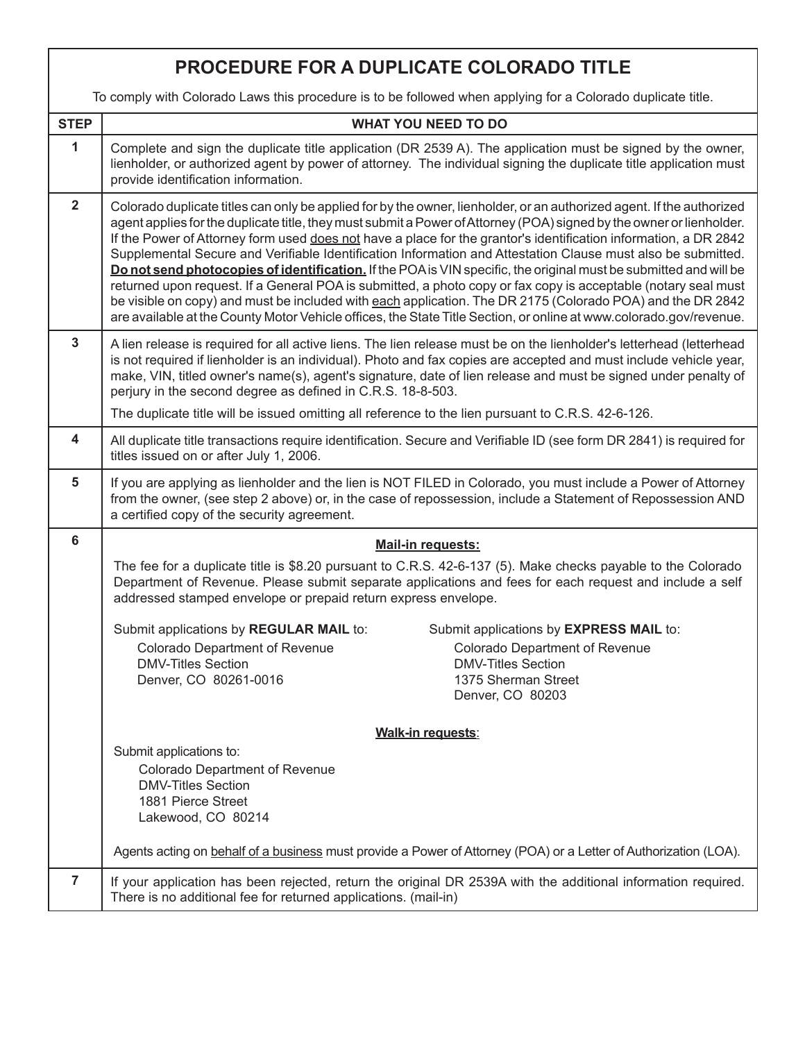# PROCEDURE FOR A DUPLICATE COLORADO TITLE

To comply with Colorado Laws this procedure is to be followed when applying for a Colorado duplicate title.

| STEP | WHAT YOU NEED TO DO |
|---|---|
| 1 | Complete and sign the duplicate title application (DR 2539 A). The application must be signed by the owner, lienholder, or authorized agent by power of attorney. The individual signing the duplicate title application must provide identification information. |
| 2 | Colorado duplicate titles can only be applied for by the owner, lienholder, or an authorized agent. If the authorized agent applies for the duplicate title, they must submit a Power of Attorney (POA) signed by the owner or lienholder. If the Power of Attorney form used <u>does not</u> have a place for the grantor's identification information, a DR 2842 Supplemental Secure and Verifiable Identification Information and Attestation Clause must also be submitted. **<u>Do not send photocopies of identification.</u>** If the POA is VIN specific, the original must be submitted and will be returned upon request. If a General POA is submitted, a photo copy or fax copy is acceptable (notary seal must be visible on copy) and must be included with <u>each</u> application. The DR 2175 (Colorado POA) and the DR 2842 are available at the County Motor Vehicle offices, the State Title Section, or online at www.colorado.gov/revenue. |
| 3 | A lien release is required for all active liens. The lien release must be on the lienholder's letterhead (letterhead is not required if lienholder is an individual). Photo and fax copies are accepted and must include vehicle year, make, VIN, titled owner's name(s), agent's signature, date of lien release and must be signed under penalty of perjury in the second degree as defined in C.R.S. 18-8-503.<br><br>The duplicate title will be issued omitting all reference to the lien pursuant to C.R.S. 42-6-126. |
| 4 | All duplicate title transactions require identification. Secure and Verifiable ID (see form DR 2841) is required for titles issued on or after July 1, 2006. |
| 5 | If you are applying as lienholder and the lien is NOT FILED in Colorado, you must include a Power of Attorney from the owner, (see step 2 above) or, in the case of repossession, include a Statement of Repossession AND a certified copy of the security agreement. |
| 6 | **<u>Mail-in requests:</u>**<br><br>The fee for a duplicate title is $8.20 pursuant to C.R.S. 42-6-137 (5). Make checks payable to the Colorado Department of Revenue. Please submit separate applications and fees for each request and include a self addressed stamped envelope or prepaid return express envelope.<br><br>Submit applications by **REGULAR MAIL** to:<br>Colorado Department of Revenue<br>DMV-Titles Section<br>Denver, CO 80261-0016<br><br>Submit applications by **EXPRESS MAIL** to:<br>Colorado Department of Revenue<br>DMV-Titles Section<br>1375 Sherman Street<br>Denver, CO 80203<br><br>**<u>Walk-in requests</u>**:<br><br>Submit applications to:<br>Colorado Department of Revenue<br>DMV-Titles Section<br>1881 Pierce Street<br>Lakewood, CO 80214<br><br>Agents acting on <u>behalf of a business</u> must provide a Power of Attorney (POA) or a Letter of Authorization (LOA). |
| 7 | If your application has been rejected, return the original DR 2539A with the additional information required. There is no additional fee for returned applications. (mail-in) |